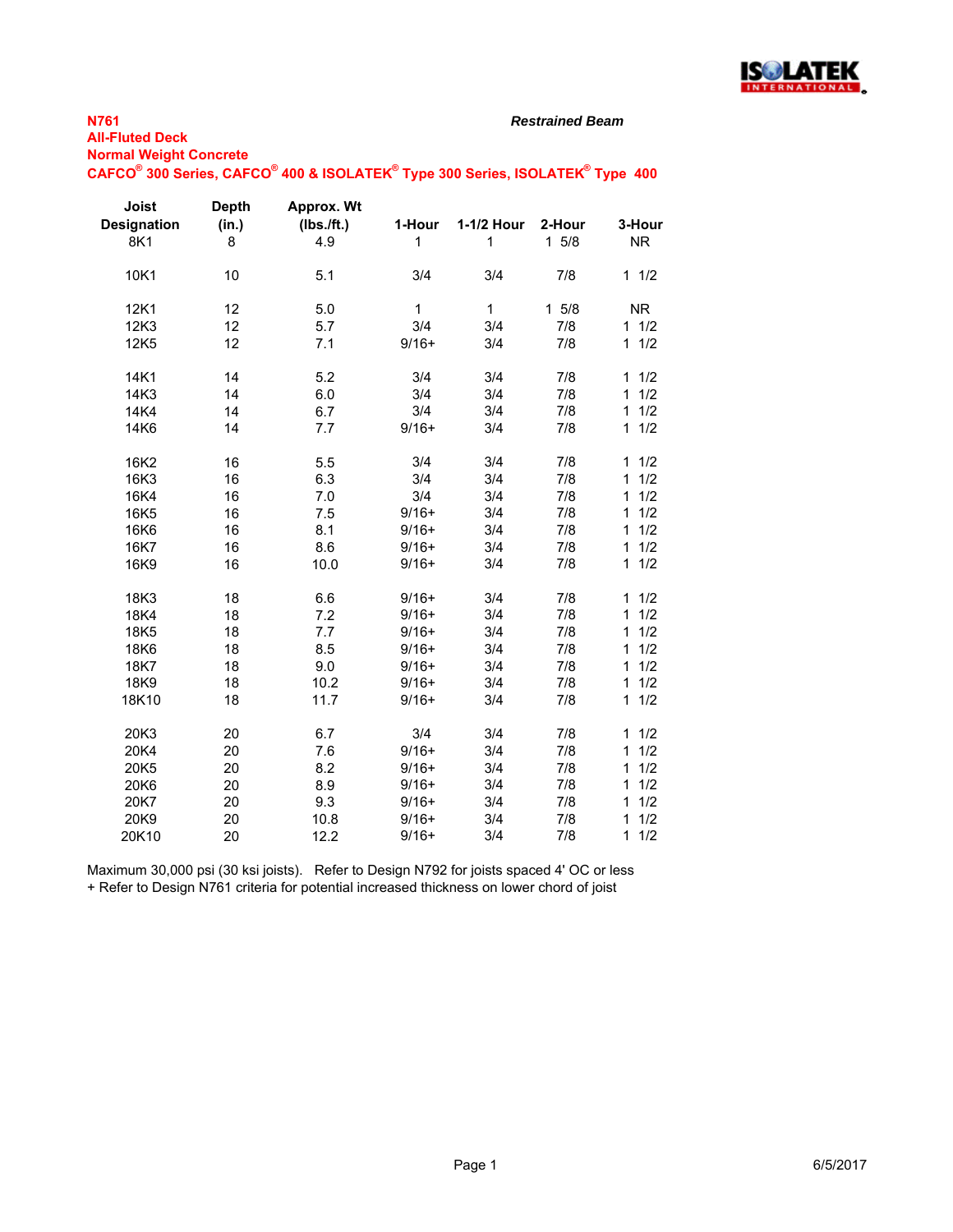**N761**
**All-Fluted Deck**
**Normal Weight Concrete**
**CAFCO® 300 Series, CAFCO® 400 & ISOLATEK® Type 300 Series, ISOLATEK® Type 400**

***Restrained Beam***

| Joist Designation | Depth (in.) | Approx. Wt (lbs./ft.) | 1-Hour | 1-1/2 Hour | 2-Hour | 3-Hour |
|---|---|---|---|---|---|---|
| 8K1 | 8 | 4.9 | 1 | 1 | 1 5/8 | NR |
| 10K1 | 10 | 5.1 | 3/4 | 3/4 | 7/8 | 1 1/2 |
| 12K1 | 12 | 5.0 | 1 | 1 | 1 5/8 | NR |
| 12K3 | 12 | 5.7 | 3/4 | 3/4 | 7/8 | 1 1/2 |
| 12K5 | 12 | 7.1 | 9/16+ | 3/4 | 7/8 | 1 1/2 |
| 14K1 | 14 | 5.2 | 3/4 | 3/4 | 7/8 | 1 1/2 |
| 14K3 | 14 | 6.0 | 3/4 | 3/4 | 7/8 | 1 1/2 |
| 14K4 | 14 | 6.7 | 3/4 | 3/4 | 7/8 | 1 1/2 |
| 14K6 | 14 | 7.7 | 9/16+ | 3/4 | 7/8 | 1 1/2 |
| 16K2 | 16 | 5.5 | 3/4 | 3/4 | 7/8 | 1 1/2 |
| 16K3 | 16 | 6.3 | 3/4 | 3/4 | 7/8 | 1 1/2 |
| 16K4 | 16 | 7.0 | 3/4 | 3/4 | 7/8 | 1 1/2 |
| 16K5 | 16 | 7.5 | 9/16+ | 3/4 | 7/8 | 1 1/2 |
| 16K6 | 16 | 8.1 | 9/16+ | 3/4 | 7/8 | 1 1/2 |
| 16K7 | 16 | 8.6 | 9/16+ | 3/4 | 7/8 | 1 1/2 |
| 16K9 | 16 | 10.0 | 9/16+ | 3/4 | 7/8 | 1 1/2 |
| 18K3 | 18 | 6.6 | 9/16+ | 3/4 | 7/8 | 1 1/2 |
| 18K4 | 18 | 7.2 | 9/16+ | 3/4 | 7/8 | 1 1/2 |
| 18K5 | 18 | 7.7 | 9/16+ | 3/4 | 7/8 | 1 1/2 |
| 18K6 | 18 | 8.5 | 9/16+ | 3/4 | 7/8 | 1 1/2 |
| 18K7 | 18 | 9.0 | 9/16+ | 3/4 | 7/8 | 1 1/2 |
| 18K9 | 18 | 10.2 | 9/16+ | 3/4 | 7/8 | 1 1/2 |
| 18K10 | 18 | 11.7 | 9/16+ | 3/4 | 7/8 | 1 1/2 |
| 20K3 | 20 | 6.7 | 3/4 | 3/4 | 7/8 | 1 1/2 |
| 20K4 | 20 | 7.6 | 9/16+ | 3/4 | 7/8 | 1 1/2 |
| 20K5 | 20 | 8.2 | 9/16+ | 3/4 | 7/8 | 1 1/2 |
| 20K6 | 20 | 8.9 | 9/16+ | 3/4 | 7/8 | 1 1/2 |
| 20K7 | 20 | 9.3 | 9/16+ | 3/4 | 7/8 | 1 1/2 |
| 20K9 | 20 | 10.8 | 9/16+ | 3/4 | 7/8 | 1 1/2 |
| 20K10 | 20 | 12.2 | 9/16+ | 3/4 | 7/8 | 1 1/2 |

Maximum 30,000 psi (30 ksi joists). Refer to Design N792 for joists spaced 4' OC or less
+ Refer to Design N761 criteria for potential increased thickness on lower chord of joist

6/5/2017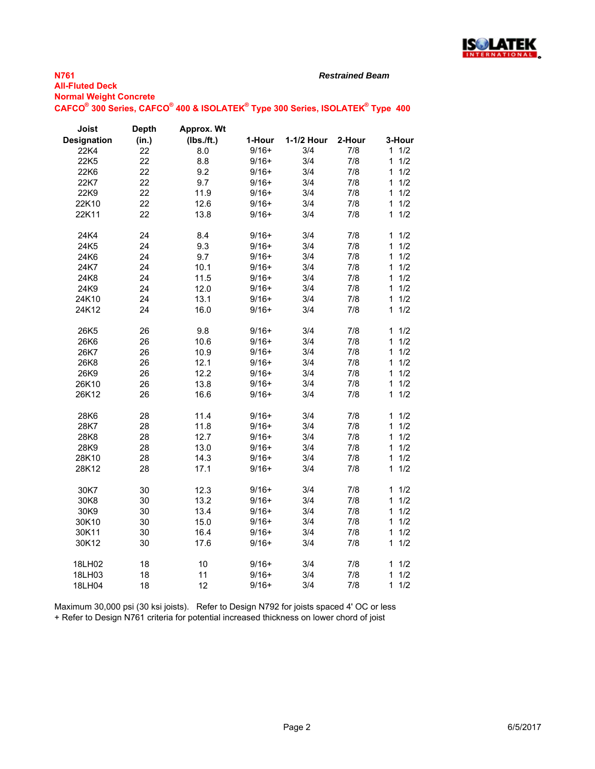**N761**

**All-Fluted Deck**

**Normal Weight Concrete**

**CAFCO® 300 Series, CAFCO® 400 & ISOLATEK® Type 300 Series, ISOLATEK® Type 400**

***Restrained Beam***

| Joist Designation | Depth (in.) | Approx. Wt (lbs./ft.) | 1-Hour | 1-1/2 Hour | 2-Hour | 3-Hour |
|---|---|---|---|---|---|---|
| 22K4 | 22 | 8.0 | 9/16+ | 3/4 | 7/8 | 1 1/2 |
| 22K5 | 22 | 8.8 | 9/16+ | 3/4 | 7/8 | 1 1/2 |
| 22K6 | 22 | 9.2 | 9/16+ | 3/4 | 7/8 | 1 1/2 |
| 22K7 | 22 | 9.7 | 9/16+ | 3/4 | 7/8 | 1 1/2 |
| 22K9 | 22 | 11.9 | 9/16+ | 3/4 | 7/8 | 1 1/2 |
| 22K10 | 22 | 12.6 | 9/16+ | 3/4 | 7/8 | 1 1/2 |
| 22K11 | 22 | 13.8 | 9/16+ | 3/4 | 7/8 | 1 1/2 |
| | | | | | | |
| 24K4 | 24 | 8.4 | 9/16+ | 3/4 | 7/8 | 1 1/2 |
| 24K5 | 24 | 9.3 | 9/16+ | 3/4 | 7/8 | 1 1/2 |
| 24K6 | 24 | 9.7 | 9/16+ | 3/4 | 7/8 | 1 1/2 |
| 24K7 | 24 | 10.1 | 9/16+ | 3/4 | 7/8 | 1 1/2 |
| 24K8 | 24 | 11.5 | 9/16+ | 3/4 | 7/8 | 1 1/2 |
| 24K9 | 24 | 12.0 | 9/16+ | 3/4 | 7/8 | 1 1/2 |
| 24K10 | 24 | 13.1 | 9/16+ | 3/4 | 7/8 | 1 1/2 |
| 24K12 | 24 | 16.0 | 9/16+ | 3/4 | 7/8 | 1 1/2 |
| | | | | | | |
| 26K5 | 26 | 9.8 | 9/16+ | 3/4 | 7/8 | 1 1/2 |
| 26K6 | 26 | 10.6 | 9/16+ | 3/4 | 7/8 | 1 1/2 |
| 26K7 | 26 | 10.9 | 9/16+ | 3/4 | 7/8 | 1 1/2 |
| 26K8 | 26 | 12.1 | 9/16+ | 3/4 | 7/8 | 1 1/2 |
| 26K9 | 26 | 12.2 | 9/16+ | 3/4 | 7/8 | 1 1/2 |
| 26K10 | 26 | 13.8 | 9/16+ | 3/4 | 7/8 | 1 1/2 |
| 26K12 | 26 | 16.6 | 9/16+ | 3/4 | 7/8 | 1 1/2 |
| | | | | | | |
| 28K6 | 28 | 11.4 | 9/16+ | 3/4 | 7/8 | 1 1/2 |
| 28K7 | 28 | 11.8 | 9/16+ | 3/4 | 7/8 | 1 1/2 |
| 28K8 | 28 | 12.7 | 9/16+ | 3/4 | 7/8 | 1 1/2 |
| 28K9 | 28 | 13.0 | 9/16+ | 3/4 | 7/8 | 1 1/2 |
| 28K10 | 28 | 14.3 | 9/16+ | 3/4 | 7/8 | 1 1/2 |
| 28K12 | 28 | 17.1 | 9/16+ | 3/4 | 7/8 | 1 1/2 |
| | | | | | | |
| 30K7 | 30 | 12.3 | 9/16+ | 3/4 | 7/8 | 1 1/2 |
| 30K8 | 30 | 13.2 | 9/16+ | 3/4 | 7/8 | 1 1/2 |
| 30K9 | 30 | 13.4 | 9/16+ | 3/4 | 7/8 | 1 1/2 |
| 30K10 | 30 | 15.0 | 9/16+ | 3/4 | 7/8 | 1 1/2 |
| 30K11 | 30 | 16.4 | 9/16+ | 3/4 | 7/8 | 1 1/2 |
| 30K12 | 30 | 17.6 | 9/16+ | 3/4 | 7/8 | 1 1/2 |
| | | | | | | |
| 18LH02 | 18 | 10 | 9/16+ | 3/4 | 7/8 | 1 1/2 |
| 18LH03 | 18 | 11 | 9/16+ | 3/4 | 7/8 | 1 1/2 |
| 18LH04 | 18 | 12 | 9/16+ | 3/4 | 7/8 | 1 1/2 |

Maximum 30,000 psi (30 ksi joists). Refer to Design N792 for joists spaced 4' OC or less

+ Refer to Design N761 criteria for potential increased thickness on lower chord of joist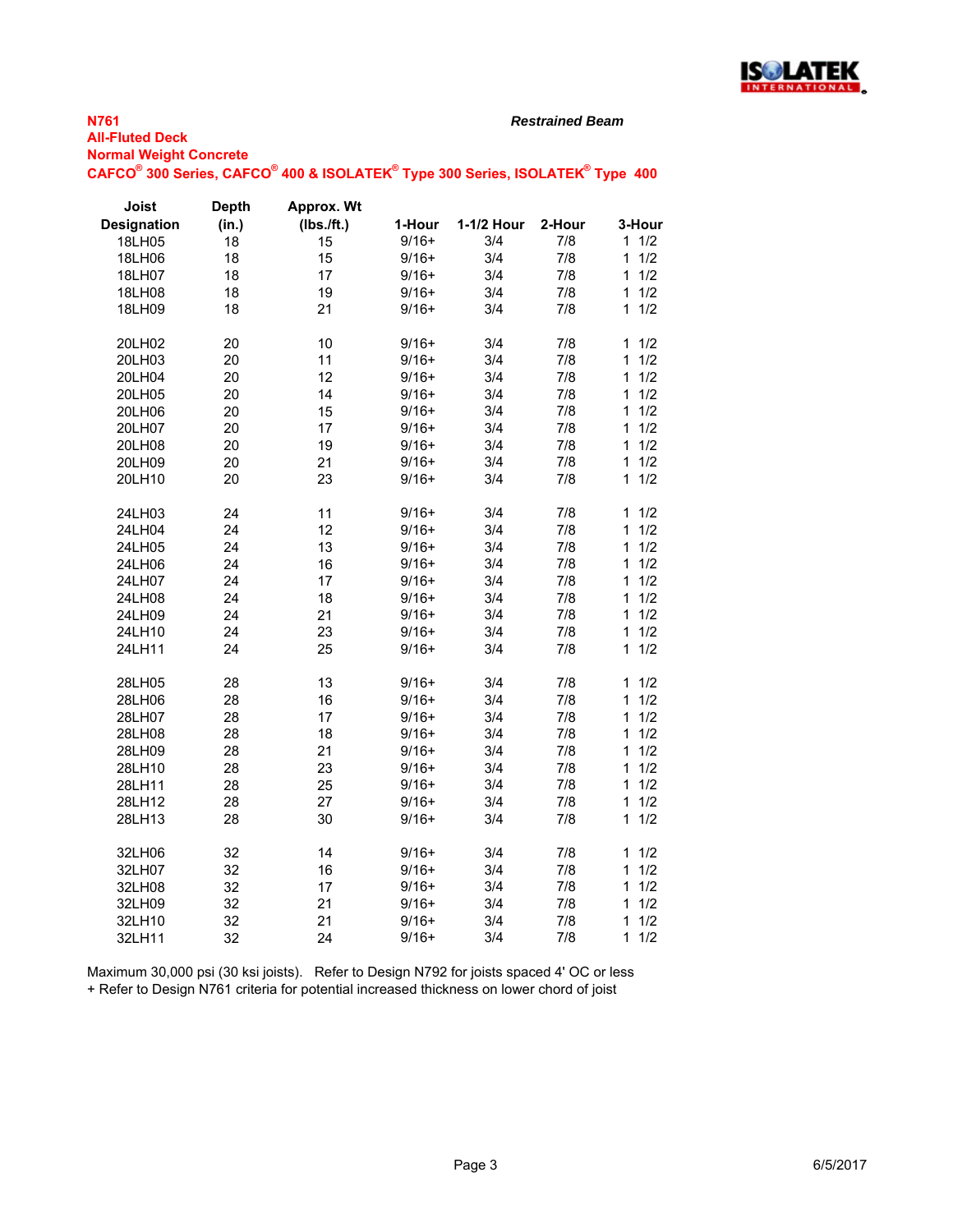**N761**

**All-Fluted Deck**

**Normal Weight Concrete**

**CAFCO® 300 Series, CAFCO® 400 & ISOLATEK® Type 300 Series, ISOLATEK® Type 400**

***Restrained Beam***

| Joist Designation | Depth (in.) | Approx. Wt (lbs./ft.) | 1-Hour | 1-1/2 Hour | 2-Hour | 3-Hour |
|---|---|---|---|---|---|---|
| 18LH05 | 18 | 15 | 9/16+ | 3/4 | 7/8 | 1 1/2 |
| 18LH06 | 18 | 15 | 9/16+ | 3/4 | 7/8 | 1 1/2 |
| 18LH07 | 18 | 17 | 9/16+ | 3/4 | 7/8 | 1 1/2 |
| 18LH08 | 18 | 19 | 9/16+ | 3/4 | 7/8 | 1 1/2 |
| 18LH09 | 18 | 21 | 9/16+ | 3/4 | 7/8 | 1 1/2 |
| 20LH02 | 20 | 10 | 9/16+ | 3/4 | 7/8 | 1 1/2 |
| 20LH03 | 20 | 11 | 9/16+ | 3/4 | 7/8 | 1 1/2 |
| 20LH04 | 20 | 12 | 9/16+ | 3/4 | 7/8 | 1 1/2 |
| 20LH05 | 20 | 14 | 9/16+ | 3/4 | 7/8 | 1 1/2 |
| 20LH06 | 20 | 15 | 9/16+ | 3/4 | 7/8 | 1 1/2 |
| 20LH07 | 20 | 17 | 9/16+ | 3/4 | 7/8 | 1 1/2 |
| 20LH08 | 20 | 19 | 9/16+ | 3/4 | 7/8 | 1 1/2 |
| 20LH09 | 20 | 21 | 9/16+ | 3/4 | 7/8 | 1 1/2 |
| 20LH10 | 20 | 23 | 9/16+ | 3/4 | 7/8 | 1 1/2 |
| 24LH03 | 24 | 11 | 9/16+ | 3/4 | 7/8 | 1 1/2 |
| 24LH04 | 24 | 12 | 9/16+ | 3/4 | 7/8 | 1 1/2 |
| 24LH05 | 24 | 13 | 9/16+ | 3/4 | 7/8 | 1 1/2 |
| 24LH06 | 24 | 16 | 9/16+ | 3/4 | 7/8 | 1 1/2 |
| 24LH07 | 24 | 17 | 9/16+ | 3/4 | 7/8 | 1 1/2 |
| 24LH08 | 24 | 18 | 9/16+ | 3/4 | 7/8 | 1 1/2 |
| 24LH09 | 24 | 21 | 9/16+ | 3/4 | 7/8 | 1 1/2 |
| 24LH10 | 24 | 23 | 9/16+ | 3/4 | 7/8 | 1 1/2 |
| 24LH11 | 24 | 25 | 9/16+ | 3/4 | 7/8 | 1 1/2 |
| 28LH05 | 28 | 13 | 9/16+ | 3/4 | 7/8 | 1 1/2 |
| 28LH06 | 28 | 16 | 9/16+ | 3/4 | 7/8 | 1 1/2 |
| 28LH07 | 28 | 17 | 9/16+ | 3/4 | 7/8 | 1 1/2 |
| 28LH08 | 28 | 18 | 9/16+ | 3/4 | 7/8 | 1 1/2 |
| 28LH09 | 28 | 21 | 9/16+ | 3/4 | 7/8 | 1 1/2 |
| 28LH10 | 28 | 23 | 9/16+ | 3/4 | 7/8 | 1 1/2 |
| 28LH11 | 28 | 25 | 9/16+ | 3/4 | 7/8 | 1 1/2 |
| 28LH12 | 28 | 27 | 9/16+ | 3/4 | 7/8 | 1 1/2 |
| 28LH13 | 28 | 30 | 9/16+ | 3/4 | 7/8 | 1 1/2 |
| 32LH06 | 32 | 14 | 9/16+ | 3/4 | 7/8 | 1 1/2 |
| 32LH07 | 32 | 16 | 9/16+ | 3/4 | 7/8 | 1 1/2 |
| 32LH08 | 32 | 17 | 9/16+ | 3/4 | 7/8 | 1 1/2 |
| 32LH09 | 32 | 21 | 9/16+ | 3/4 | 7/8 | 1 1/2 |
| 32LH10 | 32 | 21 | 9/16+ | 3/4 | 7/8 | 1 1/2 |
| 32LH11 | 32 | 24 | 9/16+ | 3/4 | 7/8 | 1 1/2 |

Maximum 30,000 psi (30 ksi joists). Refer to Design N792 for joists spaced 4' OC or less

+ Refer to Design N761 criteria for potential increased thickness on lower chord of joist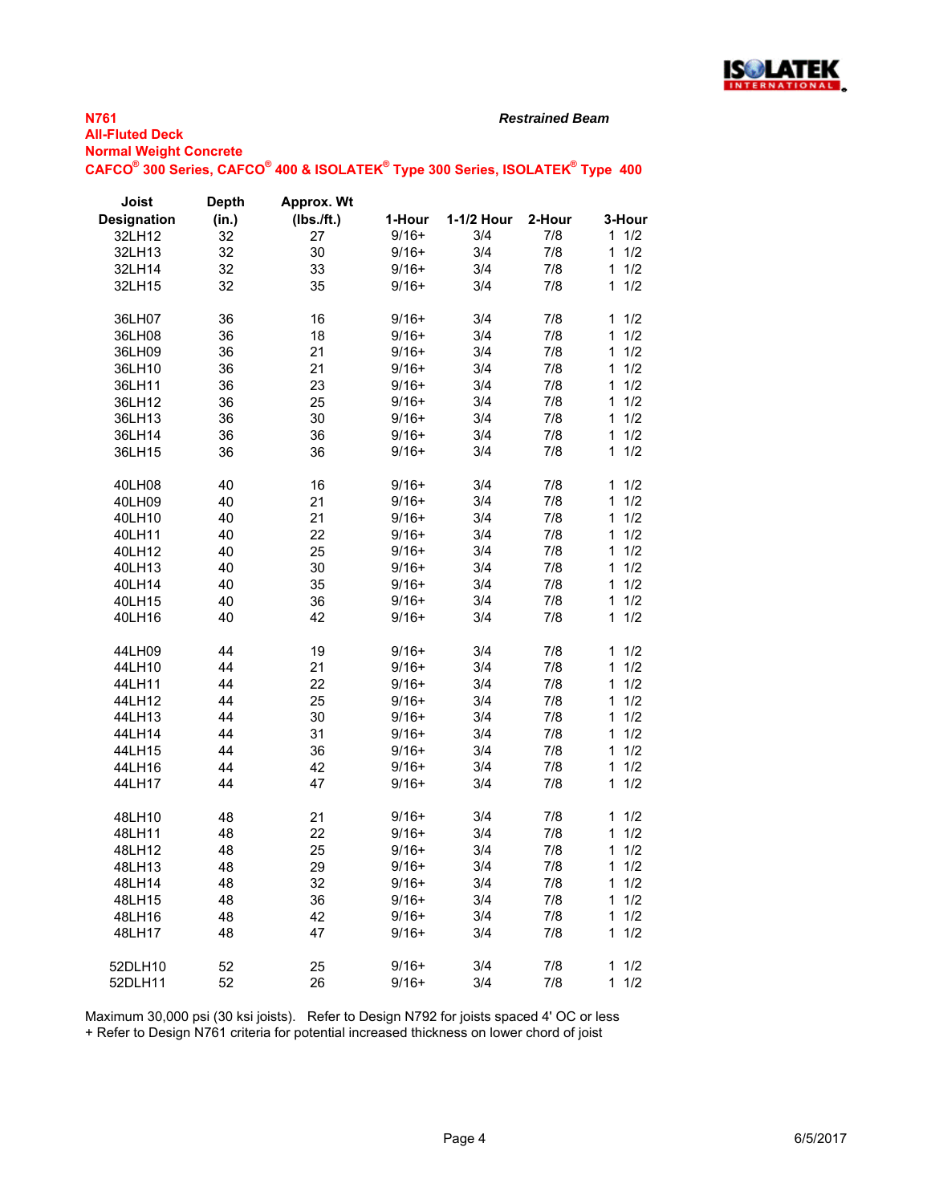**N761**
**All-Fluted Deck**
**Normal Weight Concrete**
**CAFCO® 300 Series, CAFCO® 400 & ISOLATEK® Type 300 Series, ISOLATEK® Type 400**

***Restrained Beam***

| Joist Designation | Depth (in.) | Approx. Wt (lbs./ft.) | 1-Hour | 1-1/2 Hour | 2-Hour | 3-Hour |
|---|---|---|---|---|---|---|
| 32LH12 | 32 | 27 | 9/16+ | 3/4 | 7/8 | 1 1/2 |
| 32LH13 | 32 | 30 | 9/16+ | 3/4 | 7/8 | 1 1/2 |
| 32LH14 | 32 | 33 | 9/16+ | 3/4 | 7/8 | 1 1/2 |
| 32LH15 | 32 | 35 | 9/16+ | 3/4 | 7/8 | 1 1/2 |
| | | | | | | |
| 36LH07 | 36 | 16 | 9/16+ | 3/4 | 7/8 | 1 1/2 |
| 36LH08 | 36 | 18 | 9/16+ | 3/4 | 7/8 | 1 1/2 |
| 36LH09 | 36 | 21 | 9/16+ | 3/4 | 7/8 | 1 1/2 |
| 36LH10 | 36 | 21 | 9/16+ | 3/4 | 7/8 | 1 1/2 |
| 36LH11 | 36 | 23 | 9/16+ | 3/4 | 7/8 | 1 1/2 |
| 36LH12 | 36 | 25 | 9/16+ | 3/4 | 7/8 | 1 1/2 |
| 36LH13 | 36 | 30 | 9/16+ | 3/4 | 7/8 | 1 1/2 |
| 36LH14 | 36 | 36 | 9/16+ | 3/4 | 7/8 | 1 1/2 |
| 36LH15 | 36 | 36 | 9/16+ | 3/4 | 7/8 | 1 1/2 |
| | | | | | | |
| 40LH08 | 40 | 16 | 9/16+ | 3/4 | 7/8 | 1 1/2 |
| 40LH09 | 40 | 21 | 9/16+ | 3/4 | 7/8 | 1 1/2 |
| 40LH10 | 40 | 21 | 9/16+ | 3/4 | 7/8 | 1 1/2 |
| 40LH11 | 40 | 22 | 9/16+ | 3/4 | 7/8 | 1 1/2 |
| 40LH12 | 40 | 25 | 9/16+ | 3/4 | 7/8 | 1 1/2 |
| 40LH13 | 40 | 30 | 9/16+ | 3/4 | 7/8 | 1 1/2 |
| 40LH14 | 40 | 35 | 9/16+ | 3/4 | 7/8 | 1 1/2 |
| 40LH15 | 40 | 36 | 9/16+ | 3/4 | 7/8 | 1 1/2 |
| 40LH16 | 40 | 42 | 9/16+ | 3/4 | 7/8 | 1 1/2 |
| | | | | | | |
| 44LH09 | 44 | 19 | 9/16+ | 3/4 | 7/8 | 1 1/2 |
| 44LH10 | 44 | 21 | 9/16+ | 3/4 | 7/8 | 1 1/2 |
| 44LH11 | 44 | 22 | 9/16+ | 3/4 | 7/8 | 1 1/2 |
| 44LH12 | 44 | 25 | 9/16+ | 3/4 | 7/8 | 1 1/2 |
| 44LH13 | 44 | 30 | 9/16+ | 3/4 | 7/8 | 1 1/2 |
| 44LH14 | 44 | 31 | 9/16+ | 3/4 | 7/8 | 1 1/2 |
| 44LH15 | 44 | 36 | 9/16+ | 3/4 | 7/8 | 1 1/2 |
| 44LH16 | 44 | 42 | 9/16+ | 3/4 | 7/8 | 1 1/2 |
| 44LH17 | 44 | 47 | 9/16+ | 3/4 | 7/8 | 1 1/2 |
| | | | | | | |
| 48LH10 | 48 | 21 | 9/16+ | 3/4 | 7/8 | 1 1/2 |
| 48LH11 | 48 | 22 | 9/16+ | 3/4 | 7/8 | 1 1/2 |
| 48LH12 | 48 | 25 | 9/16+ | 3/4 | 7/8 | 1 1/2 |
| 48LH13 | 48 | 29 | 9/16+ | 3/4 | 7/8 | 1 1/2 |
| 48LH14 | 48 | 32 | 9/16+ | 3/4 | 7/8 | 1 1/2 |
| 48LH15 | 48 | 36 | 9/16+ | 3/4 | 7/8 | 1 1/2 |
| 48LH16 | 48 | 42 | 9/16+ | 3/4 | 7/8 | 1 1/2 |
| 48LH17 | 48 | 47 | 9/16+ | 3/4 | 7/8 | 1 1/2 |
| | | | | | | |
| 52DLH10 | 52 | 25 | 9/16+ | 3/4 | 7/8 | 1 1/2 |
| 52DLH11 | 52 | 26 | 9/16+ | 3/4 | 7/8 | 1 1/2 |

Maximum 30,000 psi (30 ksi joists). Refer to Design N792 for joists spaced 4' OC or less
+ Refer to Design N761 criteria for potential increased thickness on lower chord of joist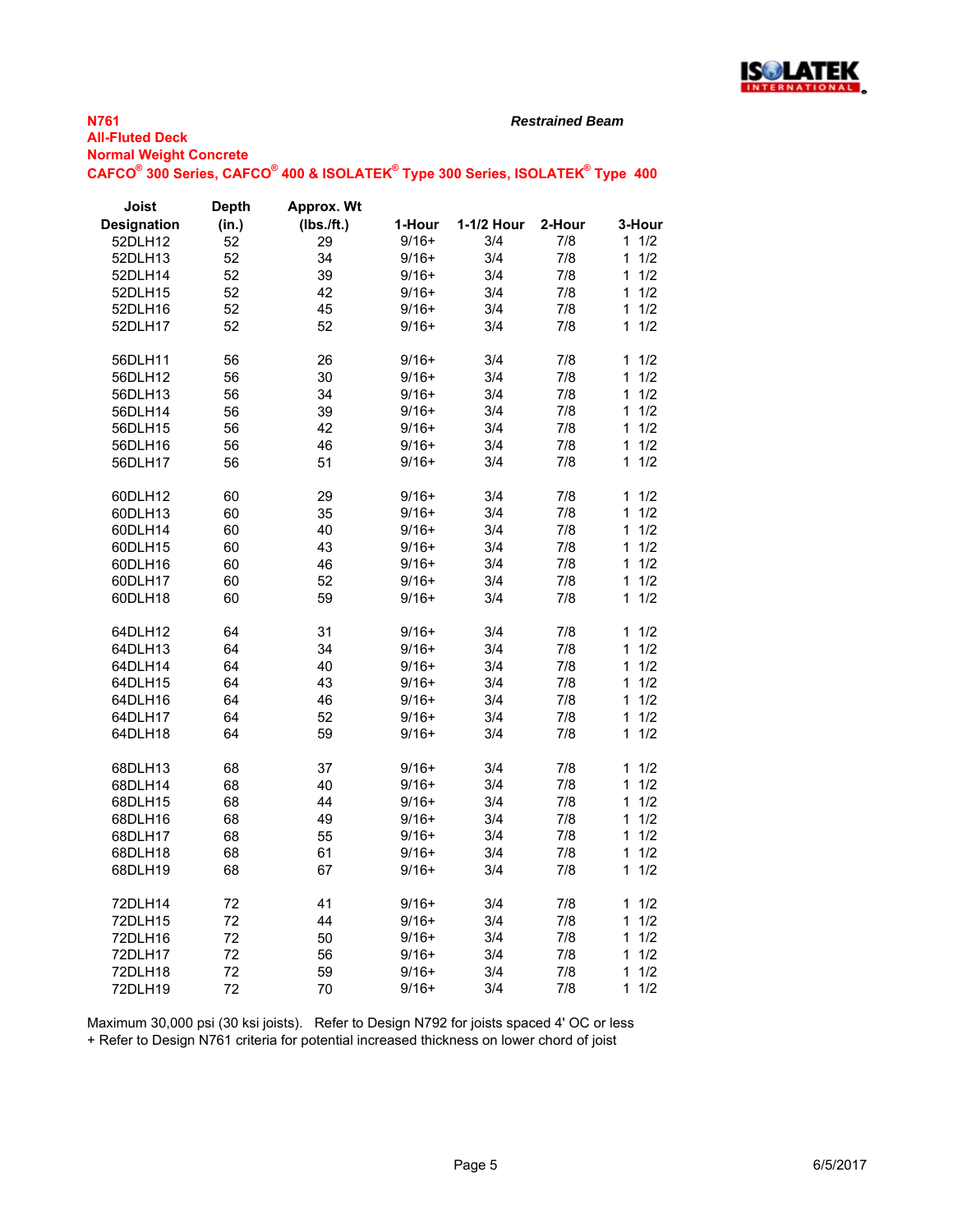**N761**

**All-Fluted Deck**

**Normal Weight Concrete**

**CAFCO® 300 Series, CAFCO® 400 & ISOLATEK® Type 300 Series, ISOLATEK® Type 400**

***Restrained Beam***

| Joist Designation | Depth (in.) | Approx. Wt (lbs./ft.) | 1-Hour | 1-1/2 Hour | 2-Hour | 3-Hour |
|---|---|---|---|---|---|---|
| 52DLH12 | 52 | 29 | 9/16+ | 3/4 | 7/8 | 1 1/2 |
| 52DLH13 | 52 | 34 | 9/16+ | 3/4 | 7/8 | 1 1/2 |
| 52DLH14 | 52 | 39 | 9/16+ | 3/4 | 7/8 | 1 1/2 |
| 52DLH15 | 52 | 42 | 9/16+ | 3/4 | 7/8 | 1 1/2 |
| 52DLH16 | 52 | 45 | 9/16+ | 3/4 | 7/8 | 1 1/2 |
| 52DLH17 | 52 | 52 | 9/16+ | 3/4 | 7/8 | 1 1/2 |
| 56DLH11 | 56 | 26 | 9/16+ | 3/4 | 7/8 | 1 1/2 |
| 56DLH12 | 56 | 30 | 9/16+ | 3/4 | 7/8 | 1 1/2 |
| 56DLH13 | 56 | 34 | 9/16+ | 3/4 | 7/8 | 1 1/2 |
| 56DLH14 | 56 | 39 | 9/16+ | 3/4 | 7/8 | 1 1/2 |
| 56DLH15 | 56 | 42 | 9/16+ | 3/4 | 7/8 | 1 1/2 |
| 56DLH16 | 56 | 46 | 9/16+ | 3/4 | 7/8 | 1 1/2 |
| 56DLH17 | 56 | 51 | 9/16+ | 3/4 | 7/8 | 1 1/2 |
| 60DLH12 | 60 | 29 | 9/16+ | 3/4 | 7/8 | 1 1/2 |
| 60DLH13 | 60 | 35 | 9/16+ | 3/4 | 7/8 | 1 1/2 |
| 60DLH14 | 60 | 40 | 9/16+ | 3/4 | 7/8 | 1 1/2 |
| 60DLH15 | 60 | 43 | 9/16+ | 3/4 | 7/8 | 1 1/2 |
| 60DLH16 | 60 | 46 | 9/16+ | 3/4 | 7/8 | 1 1/2 |
| 60DLH17 | 60 | 52 | 9/16+ | 3/4 | 7/8 | 1 1/2 |
| 60DLH18 | 60 | 59 | 9/16+ | 3/4 | 7/8 | 1 1/2 |
| 64DLH12 | 64 | 31 | 9/16+ | 3/4 | 7/8 | 1 1/2 |
| 64DLH13 | 64 | 34 | 9/16+ | 3/4 | 7/8 | 1 1/2 |
| 64DLH14 | 64 | 40 | 9/16+ | 3/4 | 7/8 | 1 1/2 |
| 64DLH15 | 64 | 43 | 9/16+ | 3/4 | 7/8 | 1 1/2 |
| 64DLH16 | 64 | 46 | 9/16+ | 3/4 | 7/8 | 1 1/2 |
| 64DLH17 | 64 | 52 | 9/16+ | 3/4 | 7/8 | 1 1/2 |
| 64DLH18 | 64 | 59 | 9/16+ | 3/4 | 7/8 | 1 1/2 |
| 68DLH13 | 68 | 37 | 9/16+ | 3/4 | 7/8 | 1 1/2 |
| 68DLH14 | 68 | 40 | 9/16+ | 3/4 | 7/8 | 1 1/2 |
| 68DLH15 | 68 | 44 | 9/16+ | 3/4 | 7/8 | 1 1/2 |
| 68DLH16 | 68 | 49 | 9/16+ | 3/4 | 7/8 | 1 1/2 |
| 68DLH17 | 68 | 55 | 9/16+ | 3/4 | 7/8 | 1 1/2 |
| 68DLH18 | 68 | 61 | 9/16+ | 3/4 | 7/8 | 1 1/2 |
| 68DLH19 | 68 | 67 | 9/16+ | 3/4 | 7/8 | 1 1/2 |
| 72DLH14 | 72 | 41 | 9/16+ | 3/4 | 7/8 | 1 1/2 |
| 72DLH15 | 72 | 44 | 9/16+ | 3/4 | 7/8 | 1 1/2 |
| 72DLH16 | 72 | 50 | 9/16+ | 3/4 | 7/8 | 1 1/2 |
| 72DLH17 | 72 | 56 | 9/16+ | 3/4 | 7/8 | 1 1/2 |
| 72DLH18 | 72 | 59 | 9/16+ | 3/4 | 7/8 | 1 1/2 |
| 72DLH19 | 72 | 70 | 9/16+ | 3/4 | 7/8 | 1 1/2 |

Maximum 30,000 psi (30 ksi joists). Refer to Design N792 for joists spaced 4' OC or less

+ Refer to Design N761 criteria for potential increased thickness on lower chord of joist

6/5/2017